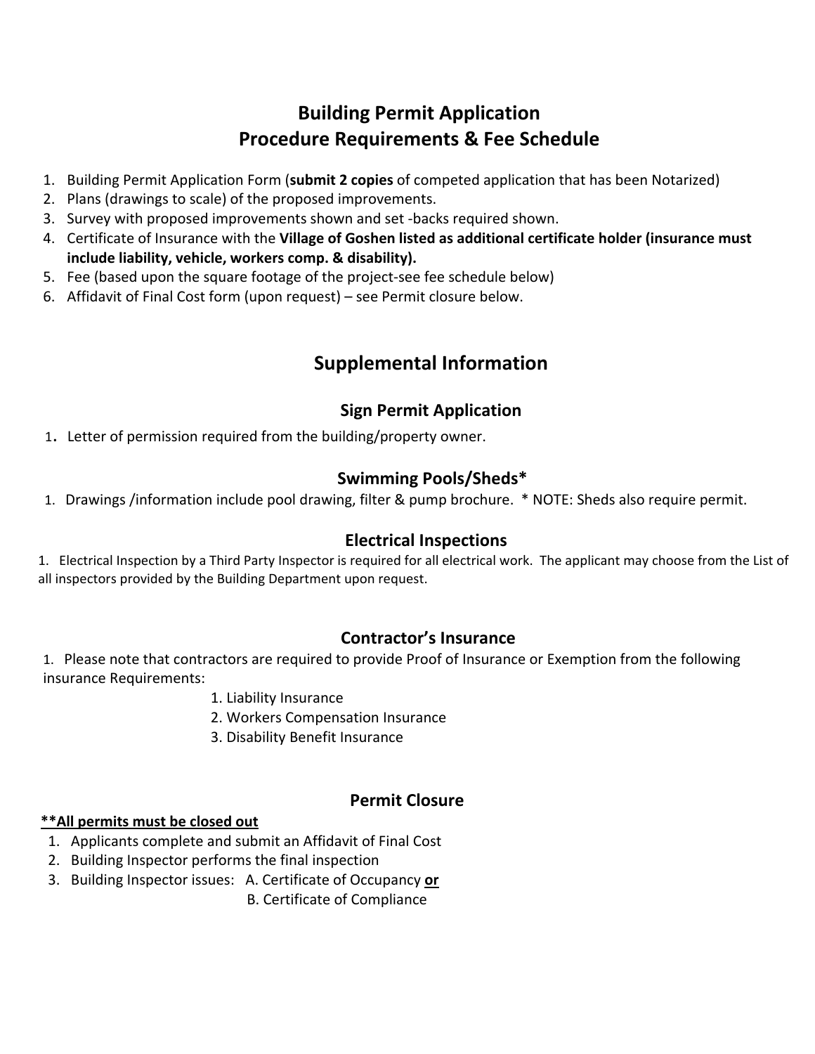# Building Permit Application
# Procedure Requirements & Fee Schedule

1. Building Permit Application Form (**submit 2 copies** of competed application that has been Notarized)
2. Plans (drawings to scale) of the proposed improvements.
3. Survey with proposed improvements shown and set -backs required shown.
4. Certificate of Insurance with the **Village of Goshen listed as additional certificate holder (insurance must include liability, vehicle, workers comp. & disability).**
5. Fee (based upon the square footage of the project-see fee schedule below)
6. Affidavit of Final Cost form (upon request) – see Permit closure below.

## Supplemental Information

### Sign Permit Application

1. Letter of permission required from the building/property owner.

### Swimming Pools/Sheds*

1. Drawings /information include pool drawing, filter & pump brochure. * NOTE: Sheds also require permit.

### Electrical Inspections

1. Electrical Inspection by a Third Party Inspector is required for all electrical work. The applicant may choose from the List of all inspectors provided by the Building Department upon request.

### Contractor's Insurance

1. Please note that contractors are required to provide Proof of Insurance or Exemption from the following insurance Requirements:
   1. Liability Insurance
   2. Workers Compensation Insurance
   3. Disability Benefit Insurance

### Permit Closure

**<u>**All permits must be closed out</u>**

1. Applicants complete and submit an Affidavit of Final Cost
2. Building Inspector performs the final inspection
3. Building Inspector issues: A. Certificate of Occupancy **<u>or</u>**
   B. Certificate of Compliance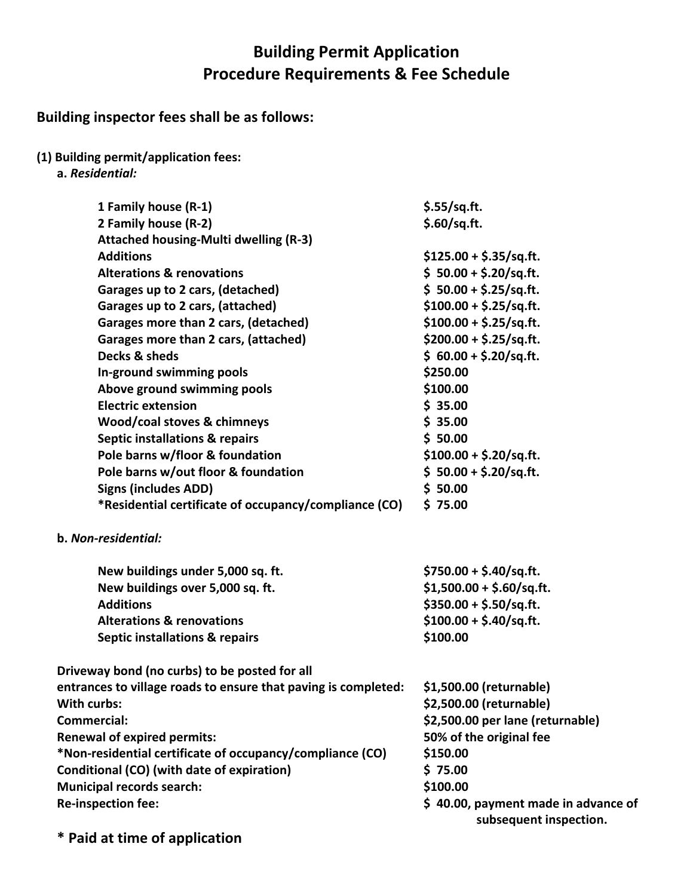# Building Permit Application
# Procedure Requirements & Fee Schedule

## Building inspector fees shall be as follows:

**(1) Building permit/application fees:**

**a.** ***Residential:***

| | |
|---|---|
| **1 Family house (R-1)** | **$.55/sq.ft.** |
| **2 Family house (R-2)** | **$.60/sq.ft.** |
| **Attached housing-Multi dwelling (R-3)** | |
| **Additions** | **$125.00 + $.35/sq.ft.** |
| **Alterations & renovations** | **$ 50.00 + $.20/sq.ft.** |
| **Garages up to 2 cars, (detached)** | **$ 50.00 + $.25/sq.ft.** |
| **Garages up to 2 cars, (attached)** | **$100.00 + $.25/sq.ft.** |
| **Garages more than 2 cars, (detached)** | **$100.00 + $.25/sq.ft.** |
| **Garages more than 2 cars, (attached)** | **$200.00 + $.25/sq.ft.** |
| **Decks & sheds** | **$ 60.00 + $.20/sq.ft.** |
| **In-ground swimming pools** | **$250.00** |
| **Above ground swimming pools** | **$100.00** |
| **Electric extension** | **$ 35.00** |
| **Wood/coal stoves & chimneys** | **$ 35.00** |
| **Septic installations & repairs** | **$ 50.00** |
| **Pole barns w/floor & foundation** | **$100.00 + $.20/sq.ft.** |
| **Pole barns w/out floor & foundation** | **$ 50.00 + $.20/sq.ft.** |
| **Signs (includes ADD)** | **$ 50.00** |
| **\*Residential certificate of occupancy/compliance (CO)** | **$ 75.00** |

**b.** ***Non-residential:***

| | |
|---|---|
| **New buildings under 5,000 sq. ft.** | **$750.00 + $.40/sq.ft.** |
| **New buildings over 5,000 sq. ft.** | **$1,500.00 + $.60/sq.ft.** |
| **Additions** | **$350.00 + $.50/sq.ft.** |
| **Alterations & renovations** | **$100.00 + $.40/sq.ft.** |
| **Septic installations & repairs** | **$100.00** |

| | |
|---|---|
| **Driveway bond (no curbs) to be posted for all entrances to village roads to ensure that paving is completed:** | **$1,500.00 (returnable)** |
| **With curbs:** | **$2,500.00 (returnable)** |
| **Commercial:** | **$2,500.00 per lane (returnable)** |
| **Renewal of expired permits:** | **50% of the original fee** |
| **\*Non-residential certificate of occupancy/compliance (CO)** | **$150.00** |
| **Conditional (CO) (with date of expiration)** | **$ 75.00** |
| **Municipal records search:** | **$100.00** |
| **Re-inspection fee:** | **$ 40.00, payment made in advance of subsequent inspection.** |

**\* Paid at time of application**